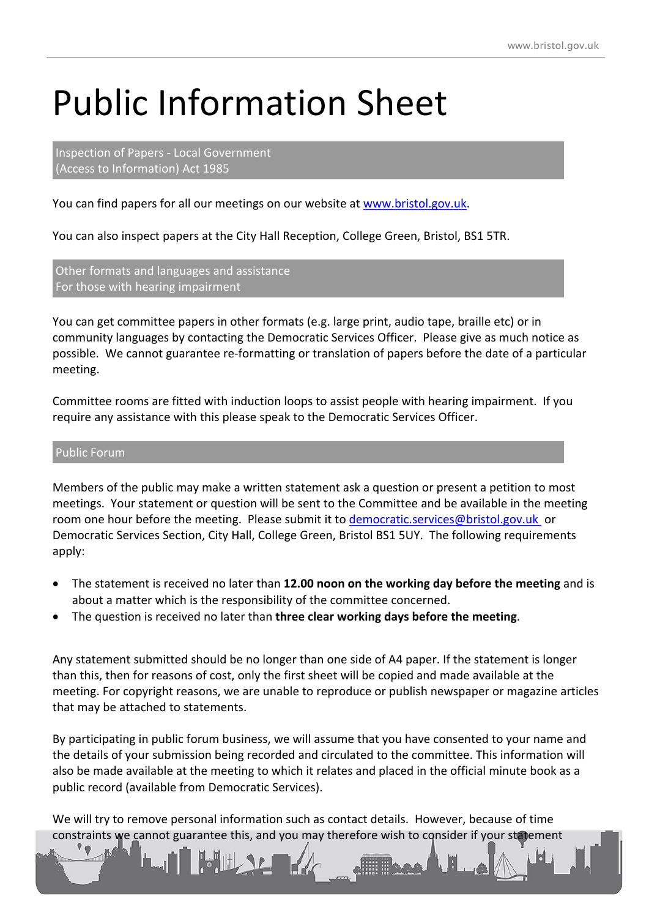# Public Information Sheet

## Inspection of Papers - Local Government (Access to Information) Act 1985

You can find papers for all our meetings on our website at www.bristol.gov.uk.

You can also inspect papers at the City Hall Reception, College Green, Bristol, BS1 5TR.

## Other formats and languages and assistance For those with hearing impairment

You can get committee papers in other formats (e.g. large print, audio tape, braille etc) or in community languages by contacting the Democratic Services Officer. Please give as much notice as possible. We cannot guarantee re-formatting or translation of papers before the date of a particular meeting.

Committee rooms are fitted with induction loops to assist people with hearing impairment. If you require any assistance with this please speak to the Democratic Services Officer.

## Public Forum

Members of the public may make a written statement ask a question or present a petition to most meetings. Your statement or question will be sent to the Committee and be available in the meeting room one hour before the meeting. Please submit it to democratic.services@bristol.gov.uk or Democratic Services Section, City Hall, College Green, Bristol BS1 5UY. The following requirements apply:

- The statement is received no later than **12.00 noon on the working day before the meeting** and is about a matter which is the responsibility of the committee concerned.
- The question is received no later than **three clear working days before the meeting**.

Any statement submitted should be no longer than one side of A4 paper. If the statement is longer than this, then for reasons of cost, only the first sheet will be copied and made available at the meeting. For copyright reasons, we are unable to reproduce or publish newspaper or magazine articles that may be attached to statements.

By participating in public forum business, we will assume that you have consented to your name and the details of your submission being recorded and circulated to the committee. This information will also be made available at the meeting to which it relates and placed in the official minute book as a public record (available from Democratic Services).

We will try to remove personal information such as contact details. However, because of time constraints we cannot guarantee this, and you may therefore wish to consider if your statement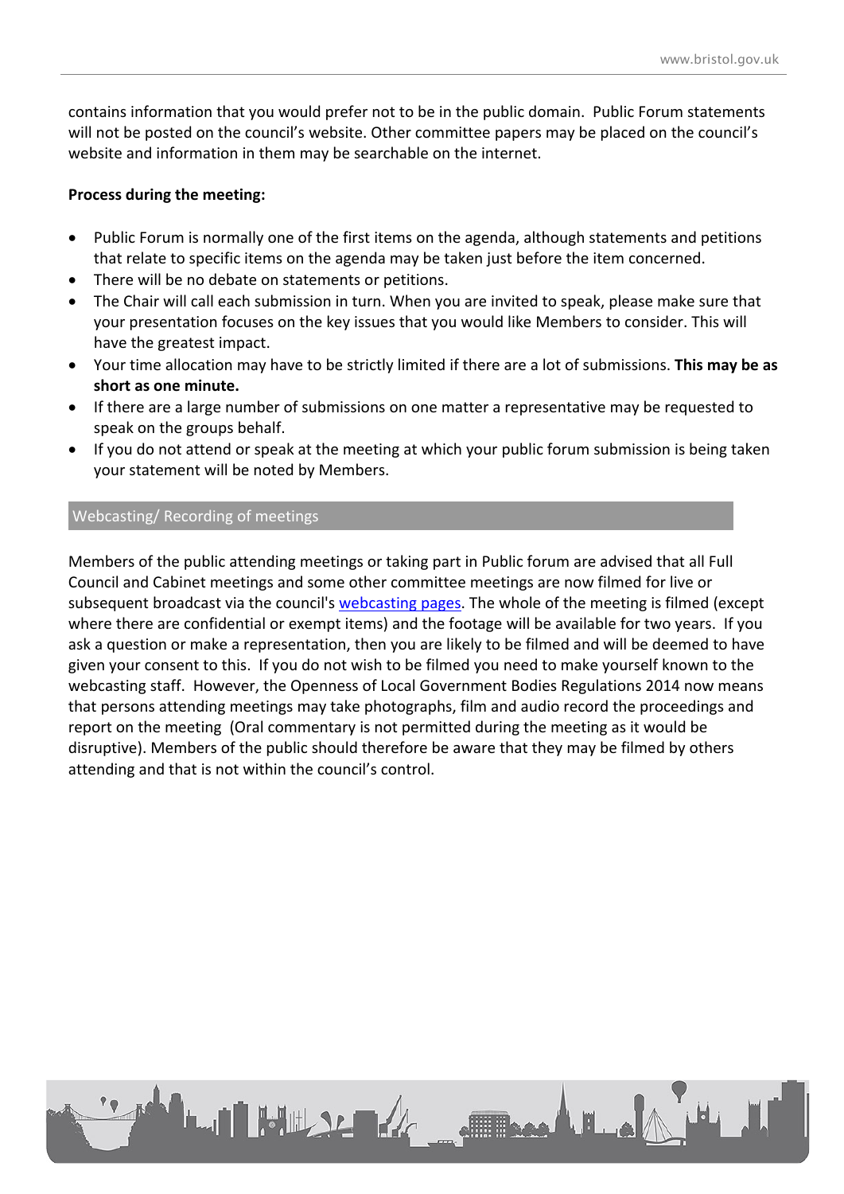contains information that you would prefer not to be in the public domain. Public Forum statements will not be posted on the council's website. Other committee papers may be placed on the council's website and information in them may be searchable on the internet.

**Process during the meeting:**

- Public Forum is normally one of the first items on the agenda, although statements and petitions that relate to specific items on the agenda may be taken just before the item concerned.
- There will be no debate on statements or petitions.
- The Chair will call each submission in turn. When you are invited to speak, please make sure that your presentation focuses on the key issues that you would like Members to consider. This will have the greatest impact.
- Your time allocation may have to be strictly limited if there are a lot of submissions. **This may be as short as one minute.**
- If there are a large number of submissions on one matter a representative may be requested to speak on the groups behalf.
- If you do not attend or speak at the meeting at which your public forum submission is being taken your statement will be noted by Members.

## Webcasting/ Recording of meetings

Members of the public attending meetings or taking part in Public forum are advised that all Full Council and Cabinet meetings and some other committee meetings are now filmed for live or subsequent broadcast via the council's webcasting pages. The whole of the meeting is filmed (except where there are confidential or exempt items) and the footage will be available for two years. If you ask a question or make a representation, then you are likely to be filmed and will be deemed to have given your consent to this. If you do not wish to be filmed you need to make yourself known to the webcasting staff. However, the Openness of Local Government Bodies Regulations 2014 now means that persons attending meetings may take photographs, film and audio record the proceedings and report on the meeting (Oral commentary is not permitted during the meeting as it would be disruptive). Members of the public should therefore be aware that they may be filmed by others attending and that is not within the council's control.